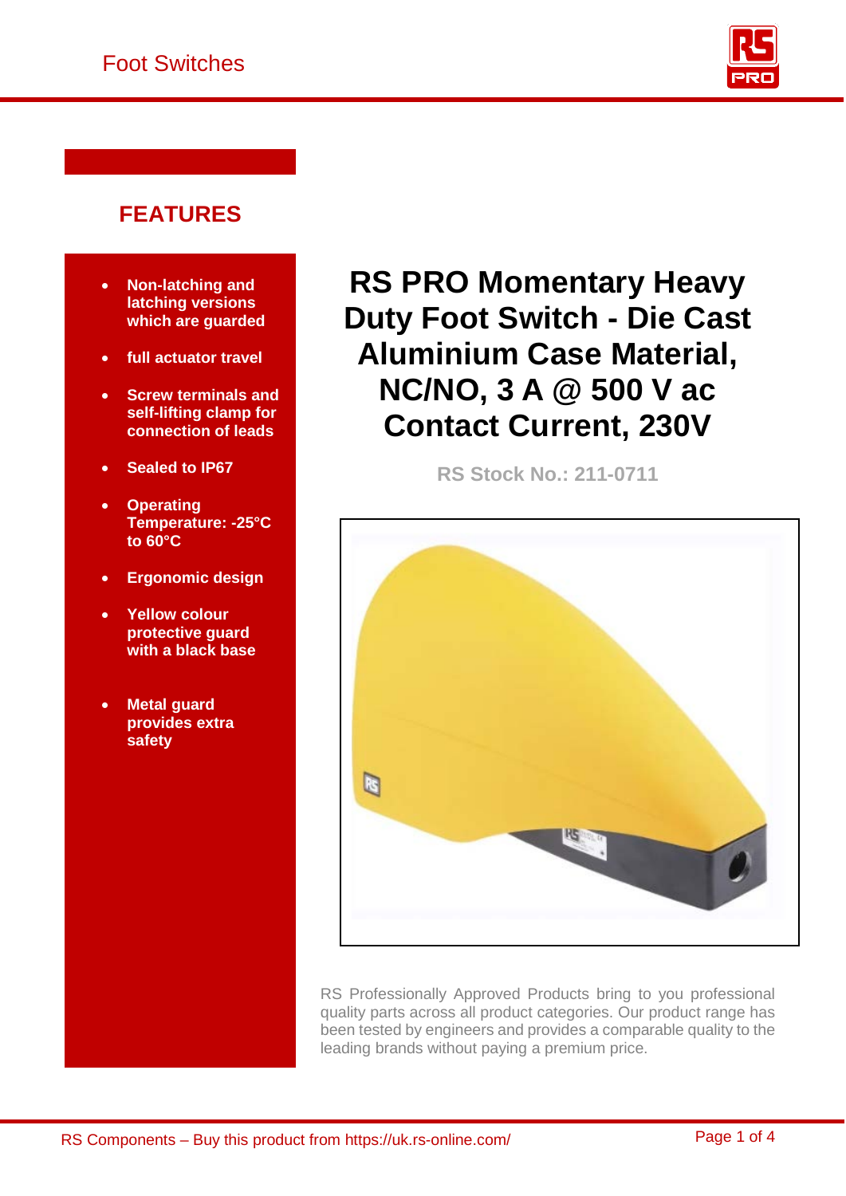# RS PRO Momentary Heavy Duty Foot Switch - Die Cast Aluminium Case Material, NC/NO, 3 A @ 500 V ac Contact Current, 230V

**RS Stock No.: 211-0711**

## FEATURES

- **Non-latching and latching versions which are guarded**
- **full actuator travel**
- **Screw terminals and self-lifting clamp for connection of leads**
- **Sealed to IP67**
- **Operating Temperature: -25°C to 60°C**
- **Ergonomic design**
- **Yellow colour protective guard with a black base**
- **Metal guard provides extra safety**

RS Professionally Approved Products bring to you professional quality parts across all product categories. Our product range has been tested by engineers and provides a comparable quality to the leading brands without paying a premium price.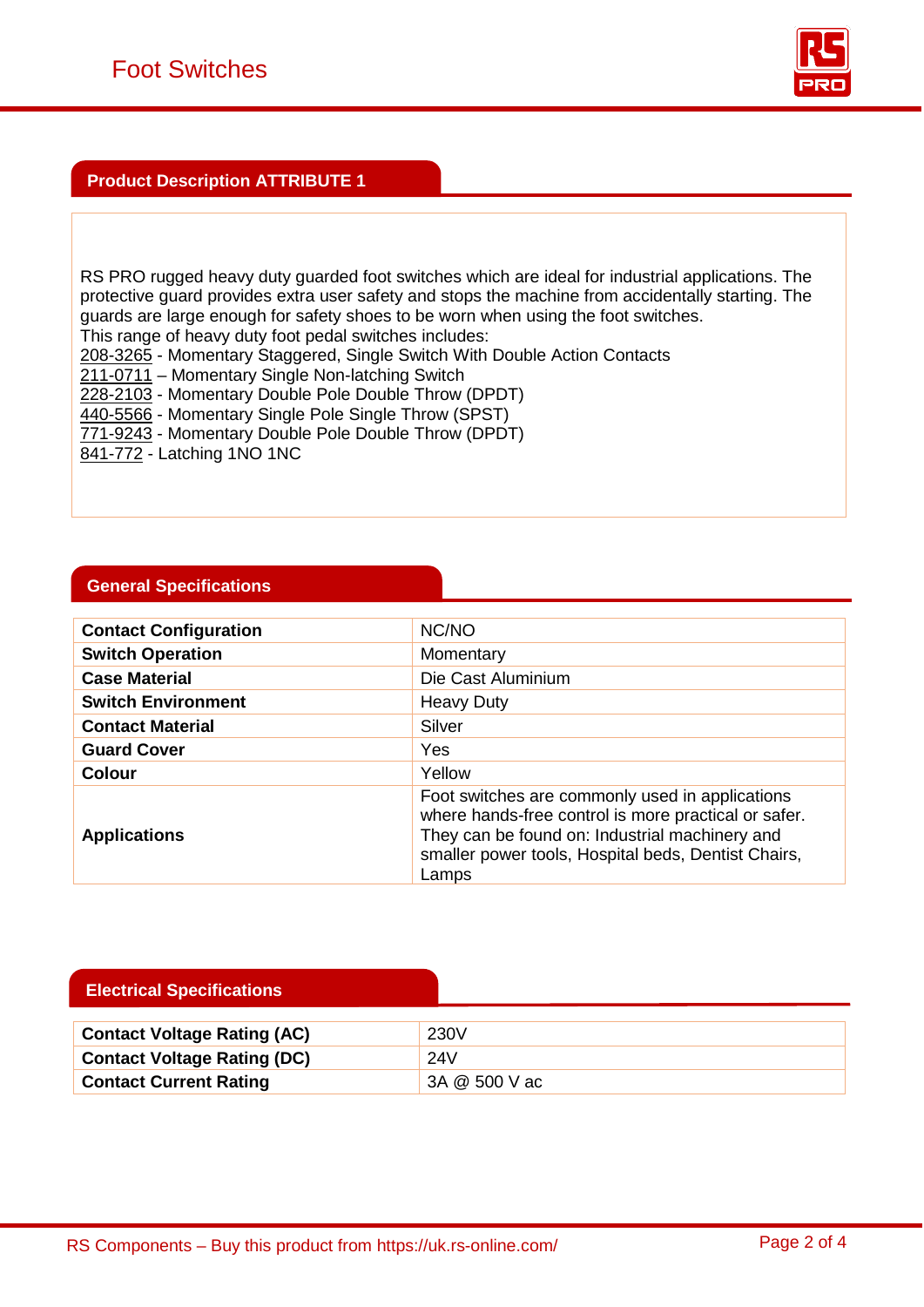## Product Description ATTRIBUTE 1

RS PRO rugged heavy duty guarded foot switches which are ideal for industrial applications. The protective guard provides extra user safety and stops the machine from accidentally starting. The guards are large enough for safety shoes to be worn when using the foot switches.
This range of heavy duty foot pedal switches includes:
208-3265 - Momentary Staggered, Single Switch With Double Action Contacts
211-0711 – Momentary Single Non-latching Switch
228-2103 - Momentary Double Pole Double Throw (DPDT)
440-5566 - Momentary Single Pole Single Throw (SPST)
771-9243 - Momentary Double Pole Double Throw (DPDT)
841-772 - Latching 1NO 1NC

## General Specifications

| | |
|---|---|
| **Contact Configuration** | NC/NO |
| **Switch Operation** | Momentary |
| **Case Material** | Die Cast Aluminium |
| **Switch Environment** | Heavy Duty |
| **Contact Material** | Silver |
| **Guard Cover** | Yes |
| **Colour** | Yellow |
| **Applications** | Foot switches are commonly used in applications where hands-free control is more practical or safer. They can be found on: Industrial machinery and smaller power tools, Hospital beds, Dentist Chairs, Lamps |

## Electrical Specifications

| | |
|---|---|
| **Contact Voltage Rating (AC)** | 230V |
| **Contact Voltage Rating (DC)** | 24V |
| **Contact Current Rating** | 3A @ 500 V ac |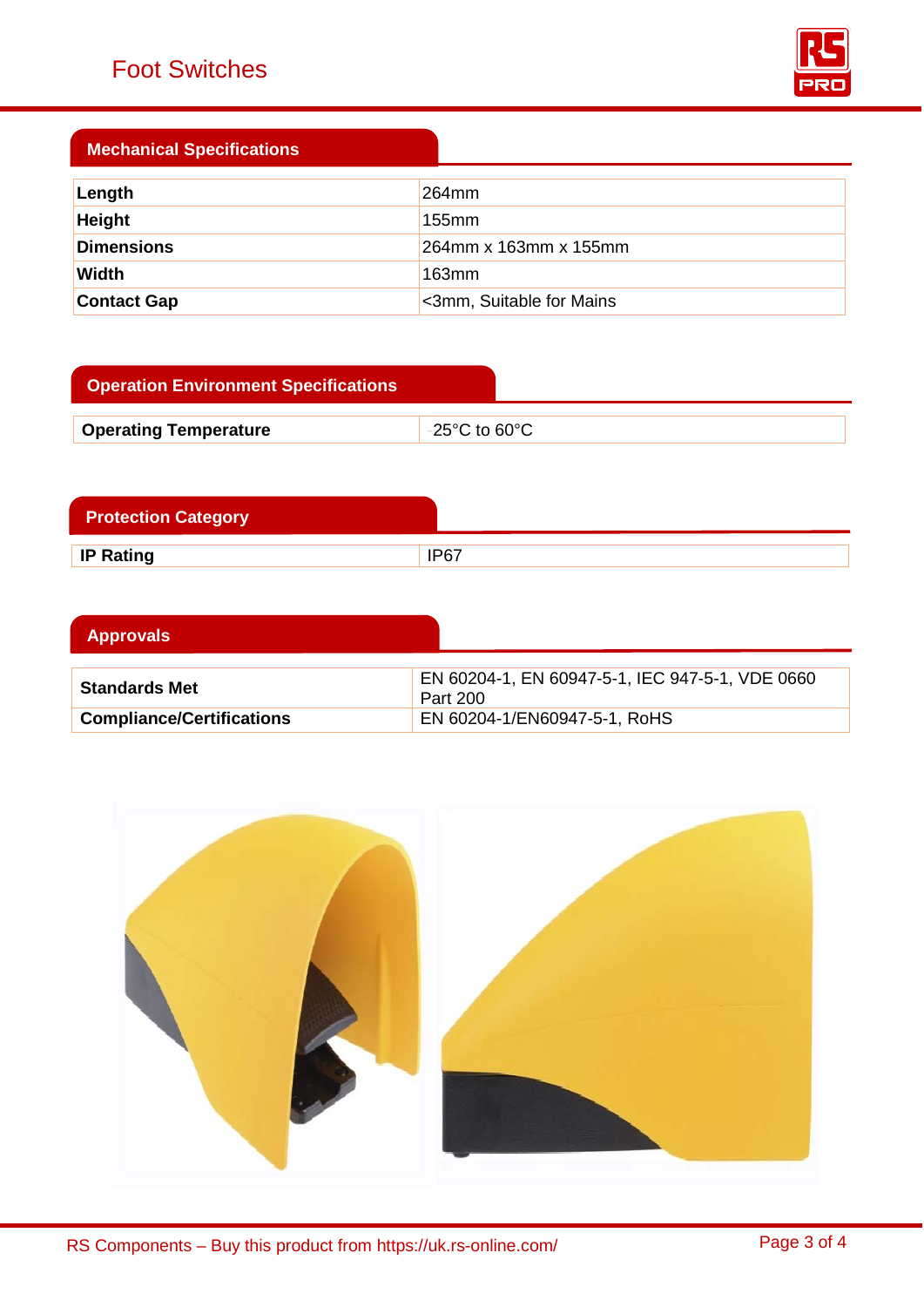## Mechanical Specifications

| | |
|---|---|
| **Length** | 264mm |
| **Height** | 155mm |
| **Dimensions** | 264mm x 163mm x 155mm |
| **Width** | 163mm |
| **Contact Gap** | <3mm, Suitable for Mains |

## Operation Environment Specifications

| | |
|---|---|
| **Operating Temperature** | 25°C to 60°C |

## Protection Category

| | |
|---|---|
| **IP Rating** | IP67 |

## Approvals

| | |
|---|---|
| **Standards Met** | EN 60204-1, EN 60947-5-1, IEC 947-5-1, VDE 0660 Part 200 |
| **Compliance/Certifications** | EN 60204-1/EN60947-5-1, RoHS |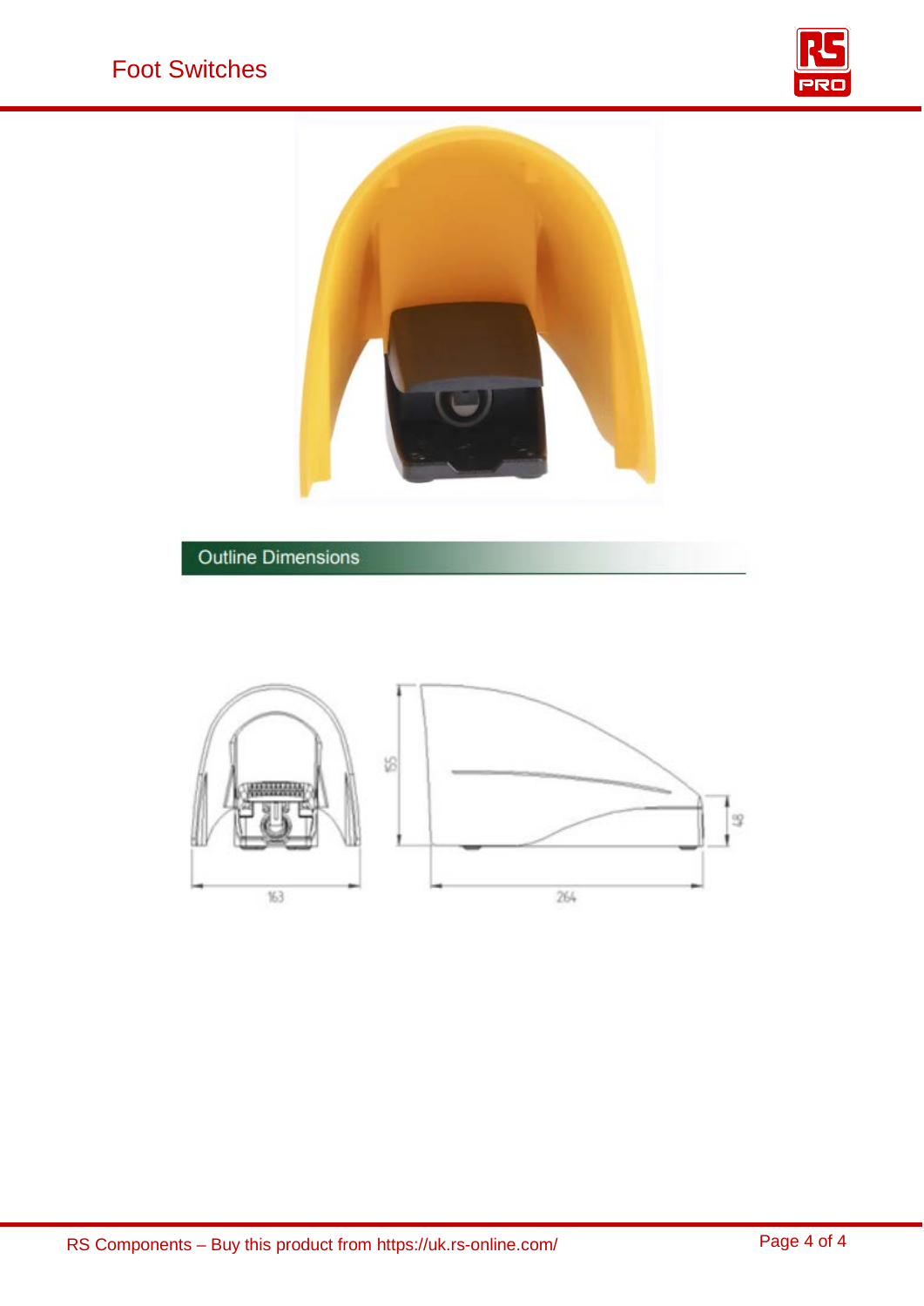## Outline Dimensions

163

155

264

48